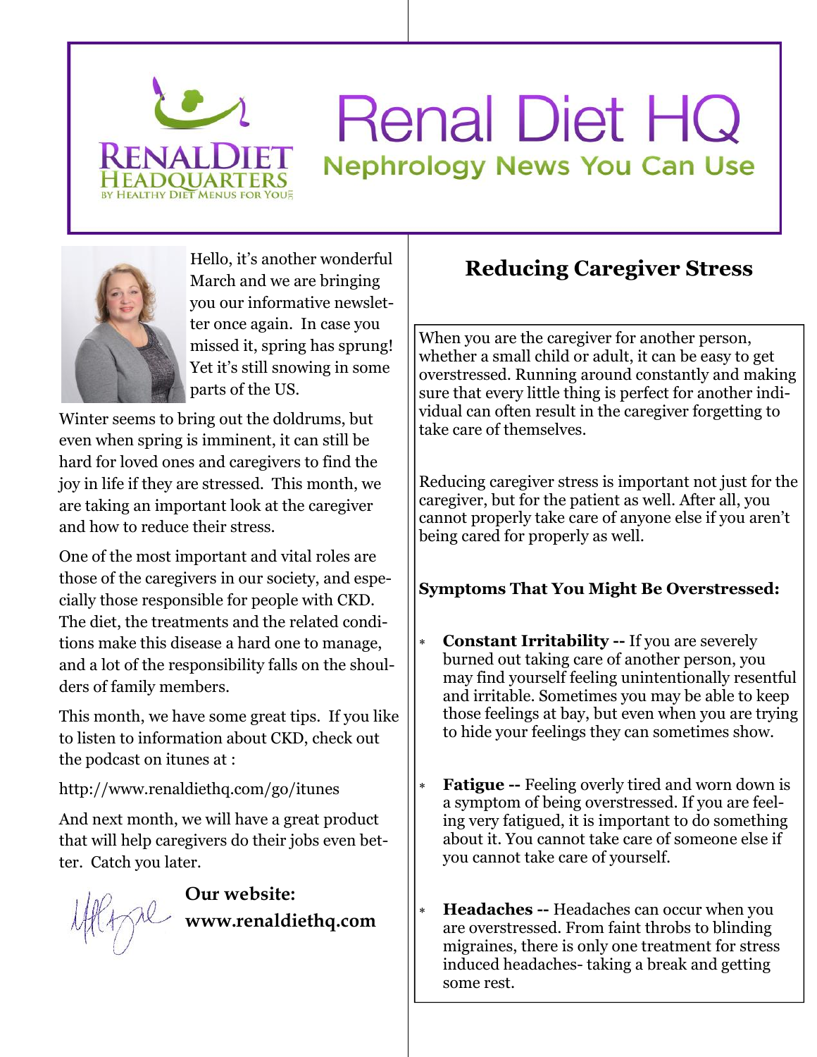# Renal Diet HQ

## Nephrology News You Can Use

Hello, it's another wonderful March and we are bringing you our informative newsletter once again. In case you missed it, spring has sprung! Yet it's still snowing in some parts of the US.

Winter seems to bring out the doldrums, but even when spring is imminent, it can still be hard for loved ones and caregivers to find the joy in life if they are stressed. This month, we are taking an important look at the caregiver and how to reduce their stress.

One of the most important and vital roles are those of the caregivers in our society, and especially those responsible for people with CKD. The diet, the treatments and the related conditions make this disease a hard one to manage, and a lot of the responsibility falls on the shoulders of family members.

This month, we have some great tips. If you like to listen to information about CKD, check out the podcast on itunes at :

http://www.renaldiethq.com/go/itunes

And next month, we will have a great product that will help caregivers do their jobs even better. Catch you later.

**Our website: www.renaldiethq.com**

## Reducing Caregiver Stress

When you are the caregiver for another person, whether a small child or adult, it can be easy to get overstressed. Running around constantly and making sure that every little thing is perfect for another individual can often result in the caregiver forgetting to take care of themselves.

Reducing caregiver stress is important not just for the caregiver, but for the patient as well. After all, you cannot properly take care of anyone else if you aren't being cared for properly as well.

**Symptoms That You Might Be Overstressed:**

- **Constant Irritability --** If you are severely burned out taking care of another person, you may find yourself feeling unintentionally resentful and irritable. Sometimes you may be able to keep those feelings at bay, but even when you are trying to hide your feelings they can sometimes show.
- **Fatigue --** Feeling overly tired and worn down is a symptom of being overstressed. If you are feeling very fatigued, it is important to do something about it. You cannot take care of someone else if you cannot take care of yourself.
- **Headaches --** Headaches can occur when you are overstressed. From faint throbs to blinding migraines, there is only one treatment for stress induced headaches- taking a break and getting some rest.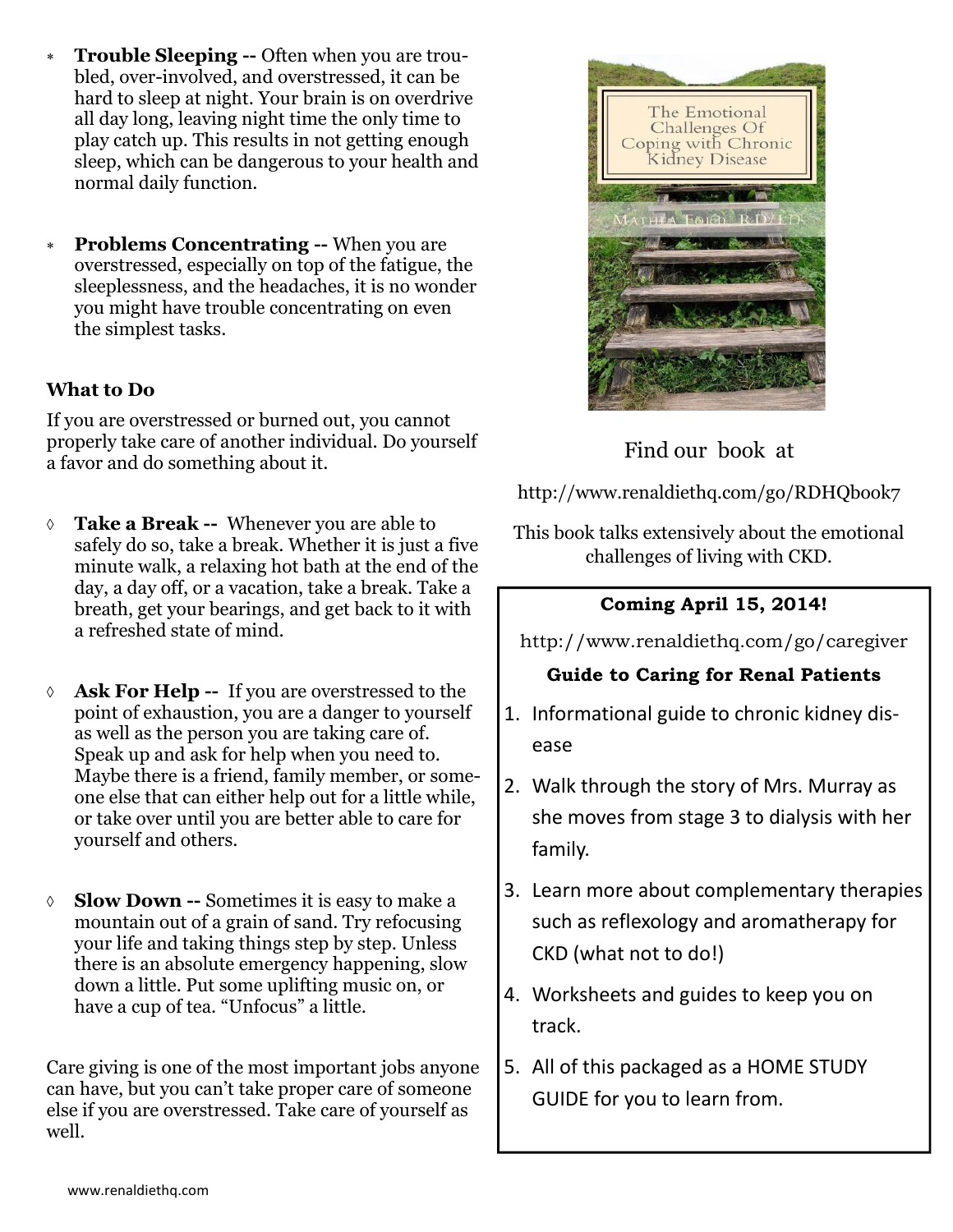- **Trouble Sleeping --** Often when you are troubled, over-involved, and overstressed, it can be hard to sleep at night. Your brain is on overdrive all day long, leaving night time the only time to play catch up. This results in not getting enough sleep, which can be dangerous to your health and normal daily function.

- **Problems Concentrating --** When you are overstressed, especially on top of the fatigue, the sleeplessness, and the headaches, it is no wonder you might have trouble concentrating on even the simplest tasks.

### What to Do

If you are overstressed or burned out, you cannot properly take care of another individual. Do yourself a favor and do something about it.

- **Take a Break --** Whenever you are able to safely do so, take a break. Whether it is just a five minute walk, a relaxing hot bath at the end of the day, a day off, or a vacation, take a break. Take a breath, get your bearings, and get back to it with a refreshed state of mind.

- **Ask For Help --** If you are overstressed to the point of exhaustion, you are a danger to yourself as well as the person you are taking care of. Speak up and ask for help when you need to. Maybe there is a friend, family member, or someone else that can either help out for a little while, or take over until you are better able to care for yourself and others.

- **Slow Down --** Sometimes it is easy to make a mountain out of a grain of sand. Try refocusing your life and taking things step by step. Unless there is an absolute emergency happening, slow down a little. Put some uplifting music on, or have a cup of tea. "Unfocus" a little.

Care giving is one of the most important jobs anyone can have, but you can't take proper care of someone else if you are overstressed. Take care of yourself as well.

The Emotional Challenges Of Coping with Chronic Kidney Disease

Mathea Ford, RD/LD

Find our book at

http://www.renaldiethq.com/go/RDHQbook7

This book talks extensively about the emotional challenges of living with CKD.

**Coming April 15, 2014!**

http://www.renaldiethq.com/go/caregiver

**Guide to Caring for Renal Patients**

1. Informational guide to chronic kidney disease
2. Walk through the story of Mrs. Murray as she moves from stage 3 to dialysis with her family.
3. Learn more about complementary therapies such as reflexology and aromatherapy for CKD (what not to do!)
4. Worksheets and guides to keep you on track.
5. All of this packaged as a HOME STUDY GUIDE for you to learn from.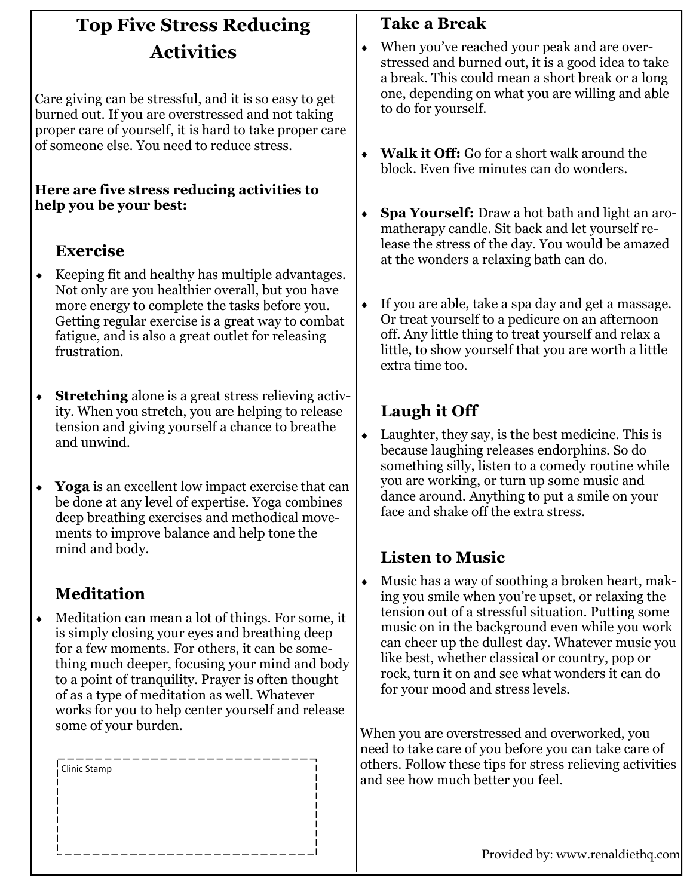# Top Five Stress Reducing Activities

Care giving can be stressful, and it is so easy to get burned out. If you are overstressed and not taking proper care of yourself, it is hard to take proper care of someone else. You need to reduce stress.

**Here are five stress reducing activities to help you be your best:**

## Exercise

- Keeping fit and healthy has multiple advantages. Not only are you healthier overall, but you have more energy to complete the tasks before you. Getting regular exercise is a great way to combat fatigue, and is also a great outlet for releasing frustration.
- **Stretching** alone is a great stress relieving activity. When you stretch, you are helping to release tension and giving yourself a chance to breathe and unwind.
- **Yoga** is an excellent low impact exercise that can be done at any level of expertise. Yoga combines deep breathing exercises and methodical movements to improve balance and help tone the mind and body.

## Meditation

- Meditation can mean a lot of things. For some, it is simply closing your eyes and breathing deep for a few moments. For others, it can be something much deeper, focusing your mind and body to a point of tranquility. Prayer is often thought of as a type of meditation as well. Whatever works for you to help center yourself and release some of your burden.

Clinic Stamp

## Take a Break

- When you've reached your peak and are over-stressed and burned out, it is a good idea to take a break. This could mean a short break or a long one, depending on what you are willing and able to do for yourself.
- **Walk it Off:** Go for a short walk around the block. Even five minutes can do wonders.
- **Spa Yourself:** Draw a hot bath and light an aromatherapy candle. Sit back and let yourself release the stress of the day. You would be amazed at the wonders a relaxing bath can do.
- If you are able, take a spa day and get a massage. Or treat yourself to a pedicure on an afternoon off. Any little thing to treat yourself and relax a little, to show yourself that you are worth a little extra time too.

## Laugh it Off

- Laughter, they say, is the best medicine. This is because laughing releases endorphins. So do something silly, listen to a comedy routine while you are working, or turn up some music and dance around. Anything to put a smile on your face and shake off the extra stress.

## Listen to Music

- Music has a way of soothing a broken heart, making you smile when you're upset, or relaxing the tension out of a stressful situation. Putting some music on in the background even while you work can cheer up the dullest day. Whatever music you like best, whether classical or country, pop or rock, turn it on and see what wonders it can do for your mood and stress levels.

When you are overstressed and overworked, you need to take care of you before you can take care of others. Follow these tips for stress relieving activities and see how much better you feel.

Provided by: www.renaldiethq.com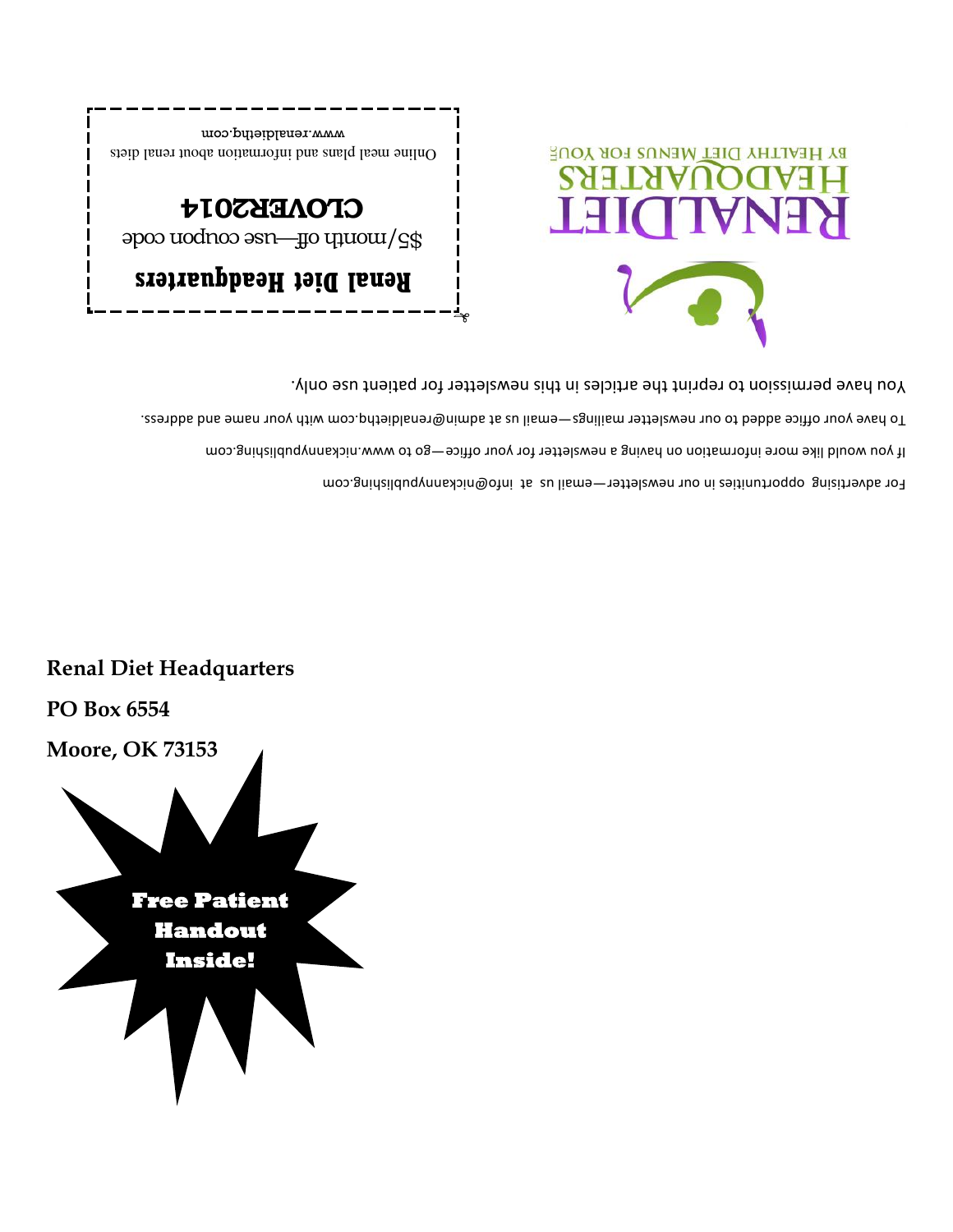**Renal Diet Headquarters**

$5/month off—use coupon code

**CLOVER2014**

Online meal plans and information about renal diets

www.renaldiethq.com

RENAL DIET HEADQUARTERS

BY HEALTHY DIET MENUS FOR YOU LLC

You have permission to reprint the articles in this newsletter for patient use only.

To have your office added to our newsletter mailings—email us at admin@renaldiethq.com with your name and address.

If you would like more information on having a newsletter for your office—go to www.nickannypublishing.com

For advertising opportunities in our newsletter—email us at info@nickannypublishing.com

**Renal Diet Headquarters**

**PO Box 6554**

**Moore, OK 73153**

**Free Patient Handout Inside!**